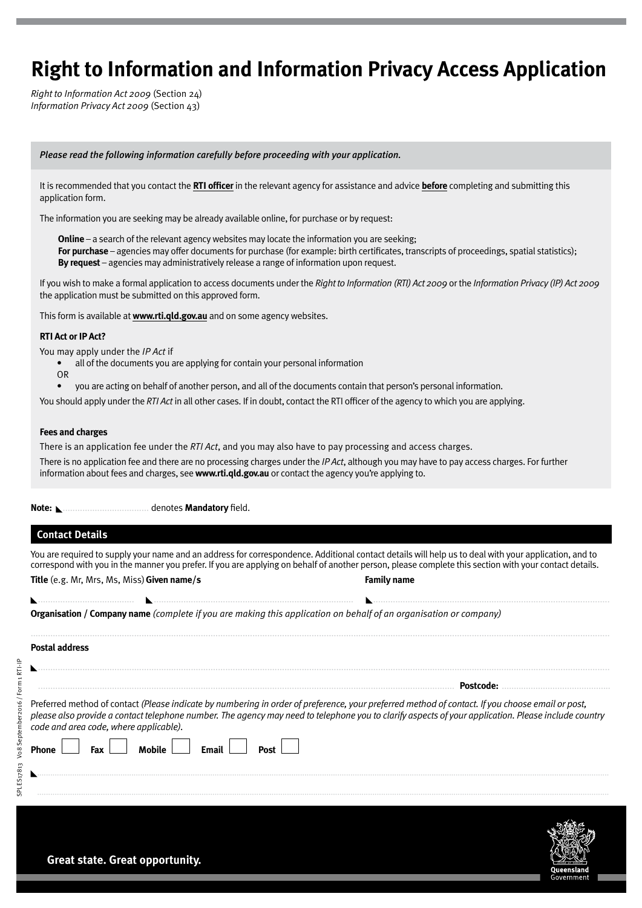# Right to Information and Information Privacy Access Application

*Right to Information Act 2009* (Section 24)
*Information Privacy Act 2009* (Section 43)

*Please read the following information carefully before proceeding with your application.*

It is recommended that you contact the **RTI officer** in the relevant agency for assistance and advice **before** completing and submitting this application form.

The information you are seeking may be already available online, for purchase or by request:

**Online** – a search of the relevant agency websites may locate the information you are seeking;
**For purchase** – agencies may offer documents for purchase (for example: birth certificates, transcripts of proceedings, spatial statistics);
**By request** – agencies may administratively release a range of information upon request.

If you wish to make a formal application to access documents under the *Right to Information (RTI) Act 2009* or the *Information Privacy (IP) Act 2009* the application must be submitted on this approved form.

This form is available at **www.rti.qld.gov.au** and on some agency websites.

**RTI Act or IP Act?**

You may apply under the *IP Act* if

- all of the documents you are applying for contain your personal information

OR

- you are acting on behalf of another person, and all of the documents contain that person's personal information.

You should apply under the *RTI Act* in all other cases. If in doubt, contact the RTI officer of the agency to which you are applying.

**Fees and charges**

There is an application fee under the *RTI Act*, and you may also have to pay processing and access charges.

There is no application fee and there are no processing charges under the *IP Act*, although you may have to pay access charges. For further information about fees and charges, see **www.rti.qld.gov.au** or contact the agency you're applying to.

**Note:** ◣.................................. denotes **Mandatory** field.

## Contact Details

You are required to supply your name and an address for correspondence. Additional contact details will help us to deal with your application, and to correspond with you in the manner you prefer. If you are applying on behalf of another person, please complete this section with your contact details.

**Title** (e.g. Mr, Mrs, Ms, Miss) **Given name/s** **Family name**

◣.................................. ◣.................................. ◣..................................

**Organisation / Company name** *(complete if you are making this application on behalf of an organisation or company)*

..................................

**Postal address**

◣..................................

.................................. **Postcode:** ..................................

Preferred method of contact *(Please indicate by numbering in order of preference, your preferred method of contact. If you choose email or post, please also provide a contact telephone number. The agency may need to telephone you to clarify aspects of your application. Please include country code and area code, where applicable).*

**Phone** ☐ **Fax** ☐ **Mobile** ☐ **Email** ☐ **Post** ☐

◣..................................

..................................

**Great state. Great opportunity.**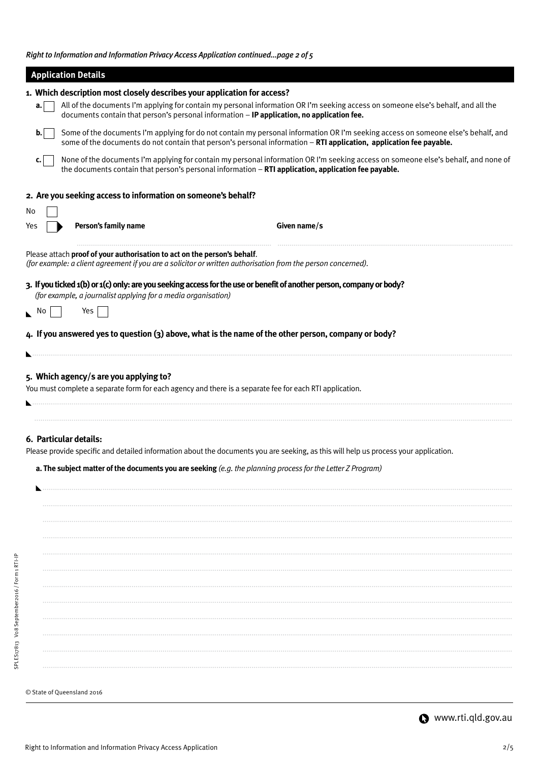*Right to Information and Information Privacy Access Application continued...page 2 of 5*

## Application Details

**1. Which description most closely describes your application for access?**

- **a.** ☐ All of the documents I'm applying for contain my personal information OR I'm seeking access on someone else's behalf, and all the documents contain that person's personal information – **IP application, no application fee.**
- **b.** ☐ Some of the documents I'm applying for do not contain my personal information OR I'm seeking access on someone else's behalf, and some of the documents do not contain that person's personal information – **RTI application, application fee payable.**
- **c.** ☐ None of the documents I'm applying for contain my personal information OR I'm seeking access on someone else's behalf, and none of the documents contain that person's personal information – **RTI application, application fee payable.**

**2. Are you seeking access to information on someone's behalf?**

No ☐

Yes ☐ ► **Person's family name** ............................................ **Given name/s** ............................................

Please attach **proof of your authorisation to act on the person's behalf**.
*(for example: a client agreement if you are a solicitor or written authorisation from the person concerned).*

**3. If you ticked 1(b) or 1(c) only: are you seeking access for the use or benefit of another person, company or body?**
*(for example, a journalist applying for a media organisation)*

No ☐ Yes ☐

**4. If you answered yes to question (3) above, what is the name of the other person, company or body?**

............................................................................................................

**5. Which agency/s are you applying to?**

You must complete a separate form for each agency and there is a separate fee for each RTI application.

............................................................................................................

............................................................................................................

**6. Particular details:**

Please provide specific and detailed information about the documents you are seeking, as this will help us process your application.

**a. The subject matter of the documents you are seeking** *(e.g. the planning process for the Letter Z Program)*

............................................................................................................

............................................................................................................

............................................................................................................

............................................................................................................

............................................................................................................

............................................................................................................

............................................................................................................

............................................................................................................

............................................................................................................

............................................................................................................

............................................................................................................

............................................................................................................

SPLES17813 V08 September 2016 / Form 1 RTI-IP

© State of Queensland 2016

www.rti.qld.gov.au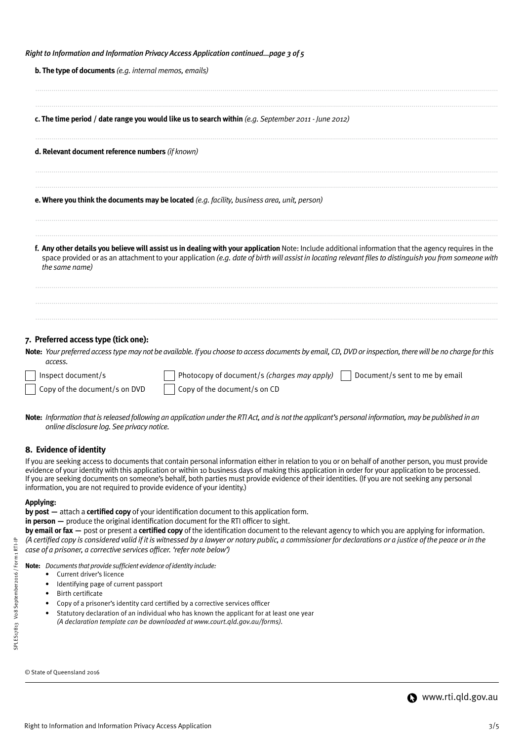*Right to Information and Information Privacy Access Application continued...page 3 of 5*

**b. The type of documents** *(e.g. internal memos, emails)*

..............................................................................................................................................................

..............................................................................................................................................................

**c. The time period / date range you would like us to search within** *(e.g. September 2011 - June 2012)*

..............................................................................................................................................................

**d. Relevant document reference numbers** *(if known)*

..............................................................................................................................................................

..............................................................................................................................................................

**e. Where you think the documents may be located** *(e.g. facility, business area, unit, person)*

..............................................................................................................................................................

..............................................................................................................................................................

**f. Any other details you believe will assist us in dealing with your application** Note: Include additional information that the agency requires in the space provided or as an attachment to your application *(e.g. date of birth will assist in locating relevant files to distinguish you from someone with the same name)*

..............................................................................................................................................................

..............................................................................................................................................................

..............................................................................................................................................................

## 7. Preferred access type (tick one):

**Note:** *Your preferred access type may not be available. If you choose to access documents by email, CD, DVD or inspection, there will be no charge for this access.*

- ☐ Inspect document/s
- ☐ Photocopy of document/s *(charges may apply)*
- ☐ Document/s sent to me by email
- ☐ Copy of the document/s on DVD
- ☐ Copy of the document/s on CD

**Note:** *Information that is released following an application under the RTI Act, and is not the applicant's personal information, may be published in an online disclosure log. See privacy notice.*

## 8. Evidence of identity

If you are seeking access to documents that contain personal information either in relation to you or on behalf of another person, you must provide evidence of your identity with this application or within 10 business days of making this application in order for your application to be processed. If you are seeking documents on someone's behalf, both parties must provide evidence of their identities. (If you are not seeking any personal information, you are not required to provide evidence of your identity.)

**Applying:**

**by post —** attach a **certified copy** of your identification document to this application form.

**in person —** produce the original identification document for the RTI officer to sight.

**by email or fax —** post or present a **certified copy** of the identification document to the relevant agency to which you are applying for information. *(A certified copy is considered valid if it is witnessed by a lawyer or notary public, a commissioner for declarations or a justice of the peace or in the case of a prisoner, a corrective services officer. 'refer note below')*

**Note:** *Documents that provide sufficient evidence of identity include:*

- Current driver's licence
- Identifying page of current passport
- Birth certificate
- Copy of a prisoner's identity card certified by a corrective services officer
- Statutory declaration of an individual who has known the applicant for at least one year *(A declaration template can be downloaded at www.court.qld.gov.au/forms).*

SPLES17813 V08 September2016 / Form 1 RTI-IP

© State of Queensland 2016

www.rti.qld.gov.au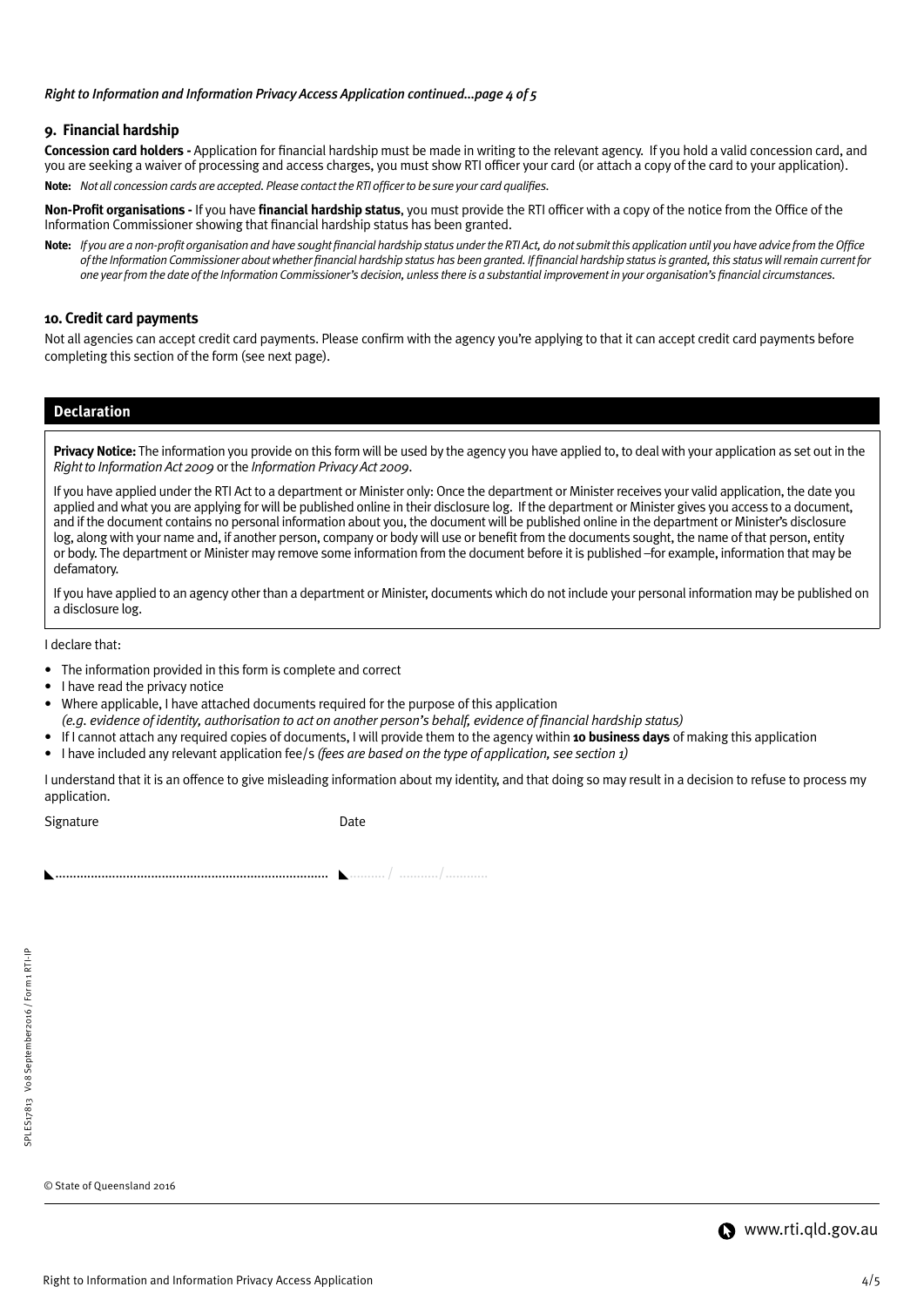*Right to Information and Information Privacy Access Application continued...page 4 of 5*

## 9. Financial hardship

**Concession card holders -** Application for financial hardship must be made in writing to the relevant agency. If you hold a valid concession card, and you are seeking a waiver of processing and access charges, you must show RTI officer your card (or attach a copy of the card to your application).

**Note:** *Not all concession cards are accepted. Please contact the RTI officer to be sure your card qualifies.*

**Non-Profit organisations -** If you have **financial hardship status**, you must provide the RTI officer with a copy of the notice from the Office of the Information Commissioner showing that financial hardship status has been granted.

**Note:** *If you are a non-profit organisation and have sought financial hardship status under the RTI Act, do not submit this application until you have advice from the Office of the Information Commissioner about whether financial hardship status has been granted. If financial hardship status is granted, this status will remain current for one year from the date of the Information Commissioner's decision, unless there is a substantial improvement in your organisation's financial circumstances.*

## 10. Credit card payments

Not all agencies can accept credit card payments. Please confirm with the agency you're applying to that it can accept credit card payments before completing this section of the form (see next page).

## Declaration

**Privacy Notice:** The information you provide on this form will be used by the agency you have applied to, to deal with your application as set out in the *Right to Information Act 2009* or the *Information Privacy Act 2009*.

If you have applied under the RTI Act to a department or Minister only: Once the department or Minister receives your valid application, the date you applied and what you are applying for will be published online in their disclosure log. If the department or Minister gives you access to a document, and if the document contains no personal information about you, the document will be published online in the department or Minister's disclosure log, along with your name and, if another person, company or body will use or benefit from the documents sought, the name of that person, entity or body. The department or Minister may remove some information from the document before it is published –for example, information that may be defamatory.

If you have applied to an agency other than a department or Minister, documents which do not include your personal information may be published on a disclosure log.

I declare that:

- The information provided in this form is complete and correct
- I have read the privacy notice
- Where applicable, I have attached documents required for the purpose of this application *(e.g. evidence of identity, authorisation to act on another person's behalf, evidence of financial hardship status)*
- If I cannot attach any required copies of documents, I will provide them to the agency within **10 business days** of making this application
- I have included any relevant application fee/s *(fees are based on the type of application, see section 1)*

I understand that it is an offence to give misleading information about my identity, and that doing so may result in a decision to refuse to process my application.

Signature ............................................................................

Date ........./ ........../..........

SPLES17813 V08 September2016 / Form 1 RTI-IP

© State of Queensland 2016

www.rti.qld.gov.au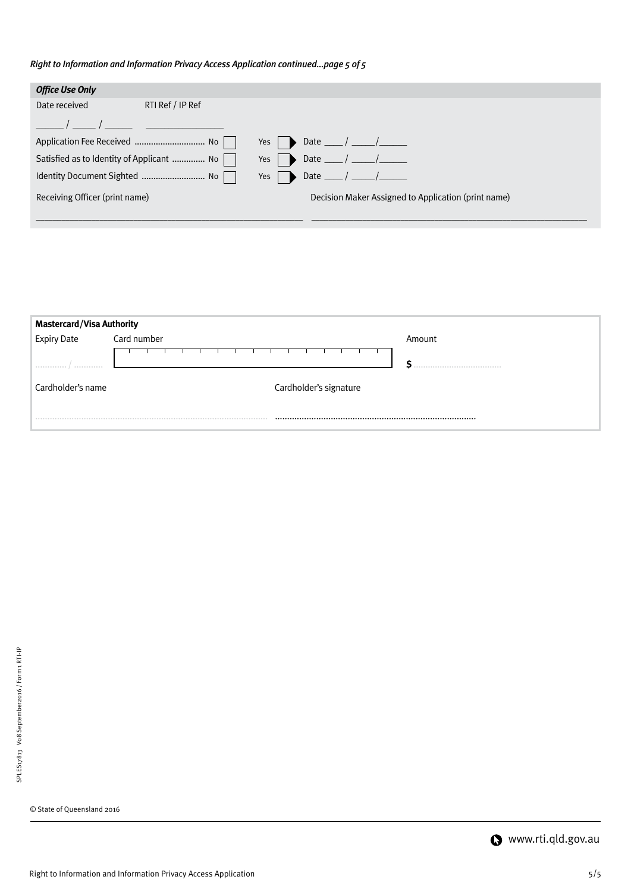*Right to Information and Information Privacy Access Application continued...page 5 of 5*

***Office Use Only***

Date received ______ / _____ / ______

RTI Ref / IP Ref ________________

Application Fee Received .............................. No [ ] Yes [ ] Date ____ / _____/______

Satisfied as to Identity of Applicant ............. No [ ] Yes [ ] Date ____ / _____/______

Identity Document Sighted ........................... No [ ] Yes [ ] Date ____ / _____/______

Receiving Officer (print name) ____________________________________________

Decision Maker Assigned to Application (print name) ____________________________________________

**Mastercard/Visa Authority**

Expiry Date ............/ ............

Card number [ | | | | | | | | | | | | | | | ]

Amount $..................................

Cardholder's name ..................................................................................

Cardholder's signature ..................................................................................

SPLES17813 V08 September 2016 / Form 1 RTI-IP

© State of Queensland 2016

www.rti.qld.gov.au